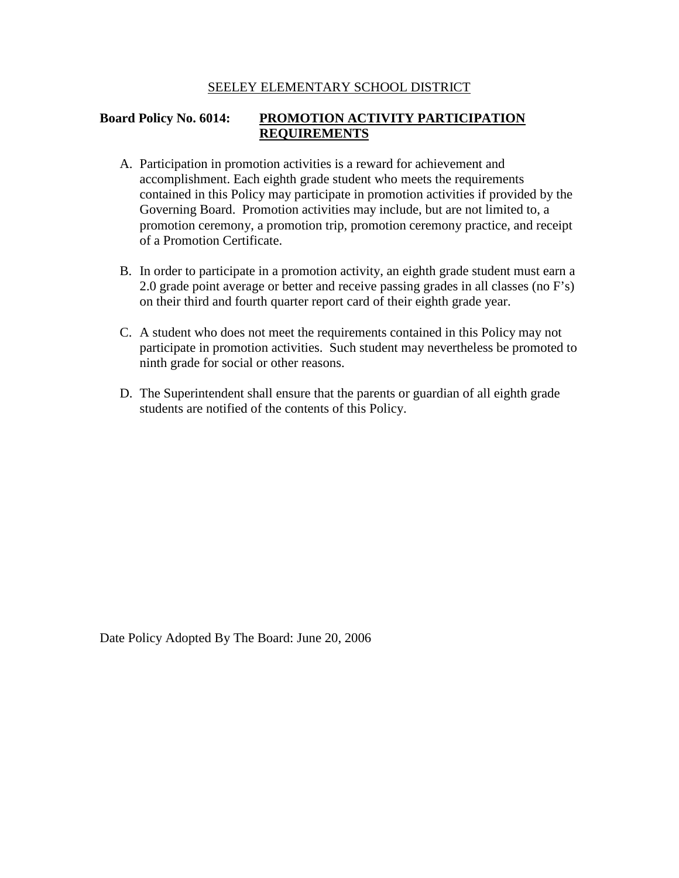SEELEY ELEMENTARY SCHOOL DISTRICT

**Board Policy No. 6014: PROMOTION ACTIVITY PARTICIPATION REQUIREMENTS**

A. Participation in promotion activities is a reward for achievement and accomplishment. Each eighth grade student who meets the requirements contained in this Policy may participate in promotion activities if provided by the Governing Board. Promotion activities may include, but are not limited to, a promotion ceremony, a promotion trip, promotion ceremony practice, and receipt of a Promotion Certificate.

B. In order to participate in a promotion activity, an eighth grade student must earn a 2.0 grade point average or better and receive passing grades in all classes (no F's) on their third and fourth quarter report card of their eighth grade year.

C. A student who does not meet the requirements contained in this Policy may not participate in promotion activities. Such student may nevertheless be promoted to ninth grade for social or other reasons.

D. The Superintendent shall ensure that the parents or guardian of all eighth grade students are notified of the contents of this Policy.

Date Policy Adopted By The Board: June 20, 2006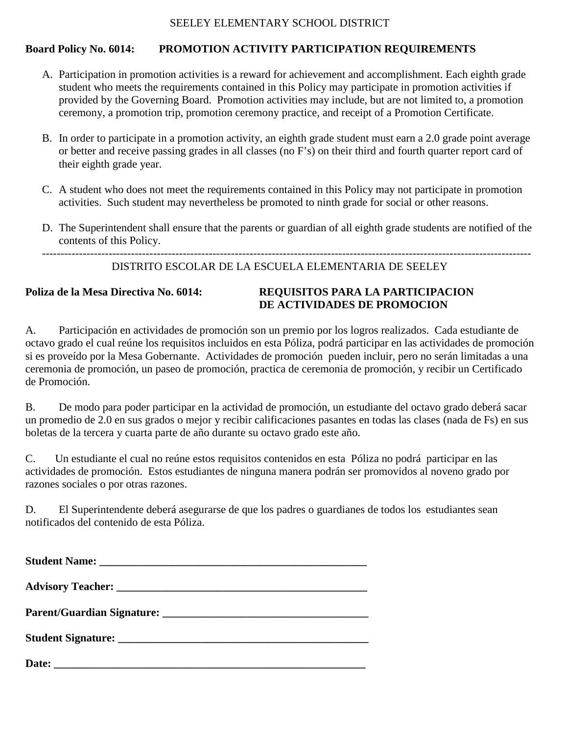SEELEY ELEMENTARY SCHOOL DISTRICT

**Board Policy No. 6014: PROMOTION ACTIVITY PARTICIPATION REQUIREMENTS**

A. Participation in promotion activities is a reward for achievement and accomplishment. Each eighth grade student who meets the requirements contained in this Policy may participate in promotion activities if provided by the Governing Board. Promotion activities may include, but are not limited to, a promotion ceremony, a promotion trip, promotion ceremony practice, and receipt of a Promotion Certificate.

B. In order to participate in a promotion activity, an eighth grade student must earn a 2.0 grade point average or better and receive passing grades in all classes (no F's) on their third and fourth quarter report card of their eighth grade year.

C. A student who does not meet the requirements contained in this Policy may not participate in promotion activities. Such student may nevertheless be promoted to ninth grade for social or other reasons.

D. The Superintendent shall ensure that the parents or guardian of all eighth grade students are notified of the contents of this Policy.

---

DISTRITO ESCOLAR DE LA ESCUELA ELEMENTARIA DE SEELEY

**Poliza de la Mesa Directiva No. 6014: REQUISITOS PARA LA PARTICIPACION DE ACTIVIDADES DE PROMOCION**

A. Participación en actividades de promoción son un premio por los logros realizados. Cada estudiante de octavo grado el cual reúne los requisitos incluidos en esta Póliza, podrá participar en las actividades de promoción si es proveído por la Mesa Gobernante. Actividades de promoción pueden incluir, pero no serán limitadas a una ceremonia de promoción, un paseo de promoción, practica de ceremonia de promoción, y recibir un Certificado de Promoción.

B. De modo para poder participar en la actividad de promoción, un estudiante del octavo grado deberá sacar un promedio de 2.0 en sus grados o mejor y recibir calificaciones pasantes en todas las clases (nada de Fs) en sus boletas de la tercera y cuarta parte de año durante su octavo grado este año.

C. Un estudiante el cual no reúne estos requisitos contenidos en esta Póliza no podrá participar en las actividades de promoción. Estos estudiantes de ninguna manera podrán ser promovidos al noveno grado por razones sociales o por otras razones.

D. El Superintendente deberá asegurarse de que los padres o guardianes de todos los estudiantes sean notificados del contenido de esta Póliza.

**Student Name:** ______________________________________________

**Advisory Teacher:** ___________________________________________

**Parent/Guardian Signature:** ____________________________________

**Student Signature:** ___________________________________________

**Date:** _______________________________________________________